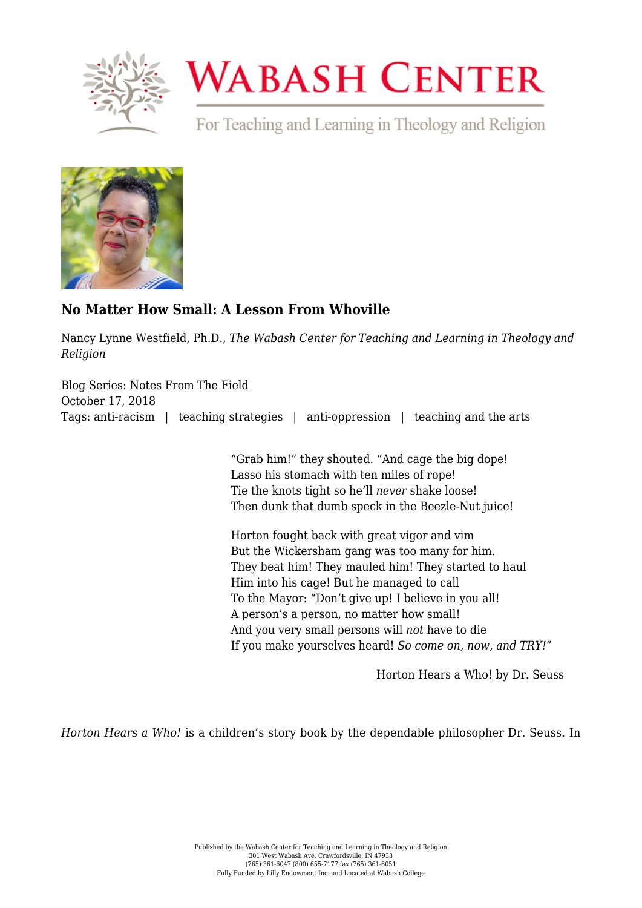# No Matter How Small: A Lesson From Whoville

Nancy Lynne Westfield, Ph.D., *The Wabash Center for Teaching and Learning in Theology and Religion*

Blog Series: Notes From The Field
October 17, 2018
Tags: anti-racism | teaching strategies | anti-oppression | teaching and the arts

> "Grab him!" they shouted. "And cage the big dope!
> Lasso his stomach with ten miles of rope!
> Tie the knots tight so he'll *never* shake loose!
> Then dunk that dumb speck in the Beezle-Nut juice!
>
> Horton fought back with great vigor and vim
> But the Wickersham gang was too many for him.
> They beat him! They mauled him! They started to haul
> Him into his cage! But he managed to call
> To the Mayor: "Don't give up! I believe in you all!
> A person's a person, no matter how small!
> And you very small persons will *not* have to die
> If you make yourselves heard! *So come on, now, and TRY!*"
>
> Horton Hears a Who! by Dr. Seuss

*Horton Hears a Who!* is a children's story book by the dependable philosopher Dr. Seuss. In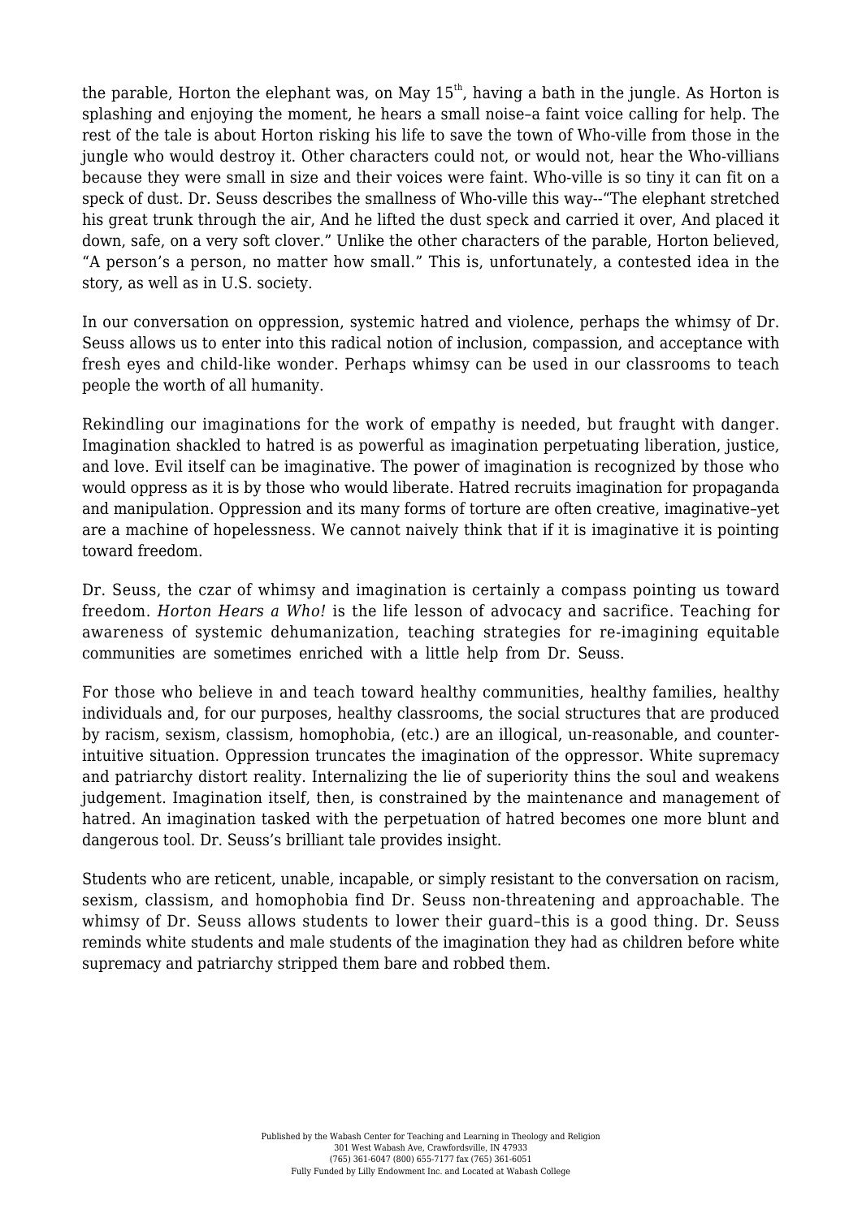the parable, Horton the elephant was, on May $15^{th}$, having a bath in the jungle. As Horton is splashing and enjoying the moment, he hears a small noise–a faint voice calling for help. The rest of the tale is about Horton risking his life to save the town of Who-ville from those in the jungle who would destroy it. Other characters could not, or would not, hear the Who-villians because they were small in size and their voices were faint. Who-ville is so tiny it can fit on a speck of dust. Dr. Seuss describes the smallness of Who-ville this way--"The elephant stretched his great trunk through the air, And he lifted the dust speck and carried it over, And placed it down, safe, on a very soft clover." Unlike the other characters of the parable, Horton believed, "A person's a person, no matter how small." This is, unfortunately, a contested idea in the story, as well as in U.S. society.

In our conversation on oppression, systemic hatred and violence, perhaps the whimsy of Dr. Seuss allows us to enter into this radical notion of inclusion, compassion, and acceptance with fresh eyes and child-like wonder. Perhaps whimsy can be used in our classrooms to teach people the worth of all humanity.

Rekindling our imaginations for the work of empathy is needed, but fraught with danger. Imagination shackled to hatred is as powerful as imagination perpetuating liberation, justice, and love. Evil itself can be imaginative. The power of imagination is recognized by those who would oppress as it is by those who would liberate. Hatred recruits imagination for propaganda and manipulation. Oppression and its many forms of torture are often creative, imaginative–yet are a machine of hopelessness. We cannot naively think that if it is imaginative it is pointing toward freedom.

Dr. Seuss, the czar of whimsy and imagination is certainly a compass pointing us toward freedom. *Horton Hears a Who!* is the life lesson of advocacy and sacrifice. Teaching for awareness of systemic dehumanization, teaching strategies for re-imagining equitable communities are sometimes enriched with a little help from Dr. Seuss.

For those who believe in and teach toward healthy communities, healthy families, healthy individuals and, for our purposes, healthy classrooms, the social structures that are produced by racism, sexism, classism, homophobia, (etc.) are an illogical, un-reasonable, and counter-intuitive situation. Oppression truncates the imagination of the oppressor. White supremacy and patriarchy distort reality. Internalizing the lie of superiority thins the soul and weakens judgement. Imagination itself, then, is constrained by the maintenance and management of hatred. An imagination tasked with the perpetuation of hatred becomes one more blunt and dangerous tool. Dr. Seuss's brilliant tale provides insight.

Students who are reticent, unable, incapable, or simply resistant to the conversation on racism, sexism, classism, and homophobia find Dr. Seuss non-threatening and approachable. The whimsy of Dr. Seuss allows students to lower their guard–this is a good thing. Dr. Seuss reminds white students and male students of the imagination they had as children before white supremacy and patriarchy stripped them bare and robbed them.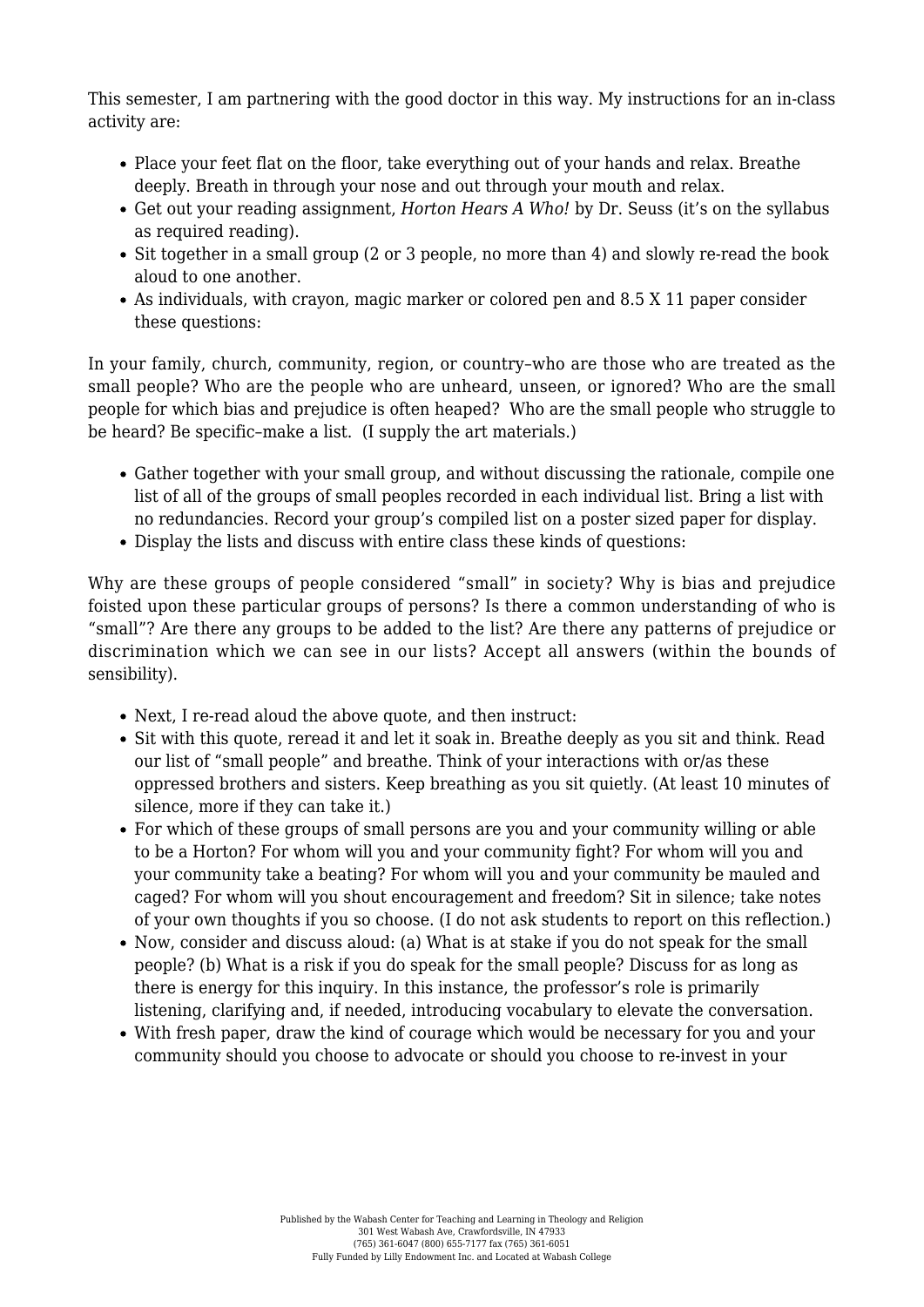This semester, I am partnering with the good doctor in this way. My instructions for an in-class activity are:

- Place your feet flat on the floor, take everything out of your hands and relax. Breathe deeply. Breath in through your nose and out through your mouth and relax.
- Get out your reading assignment, *Horton Hears A Who!* by Dr. Seuss (it's on the syllabus as required reading).
- Sit together in a small group (2 or 3 people, no more than 4) and slowly re-read the book aloud to one another.
- As individuals, with crayon, magic marker or colored pen and 8.5 X 11 paper consider these questions:

In your family, church, community, region, or country–who are those who are treated as the small people? Who are the people who are unheard, unseen, or ignored? Who are the small people for which bias and prejudice is often heaped? Who are the small people who struggle to be heard? Be specific–make a list. (I supply the art materials.)

- Gather together with your small group, and without discussing the rationale, compile one list of all of the groups of small peoples recorded in each individual list. Bring a list with no redundancies. Record your group's compiled list on a poster sized paper for display.
- Display the lists and discuss with entire class these kinds of questions:

Why are these groups of people considered "small" in society? Why is bias and prejudice foisted upon these particular groups of persons? Is there a common understanding of who is "small"? Are there any groups to be added to the list? Are there any patterns of prejudice or discrimination which we can see in our lists? Accept all answers (within the bounds of sensibility).

- Next, I re-read aloud the above quote, and then instruct:
- Sit with this quote, reread it and let it soak in. Breathe deeply as you sit and think. Read our list of "small people" and breathe. Think of your interactions with or/as these oppressed brothers and sisters. Keep breathing as you sit quietly. (At least 10 minutes of silence, more if they can take it.)
- For which of these groups of small persons are you and your community willing or able to be a Horton? For whom will you and your community fight? For whom will you and your community take a beating? For whom will you and your community be mauled and caged? For whom will you shout encouragement and freedom? Sit in silence; take notes of your own thoughts if you so choose. (I do not ask students to report on this reflection.)
- Now, consider and discuss aloud: (a) What is at stake if you do not speak for the small people? (b) What is a risk if you do speak for the small people? Discuss for as long as there is energy for this inquiry. In this instance, the professor's role is primarily listening, clarifying and, if needed, introducing vocabulary to elevate the conversation.
- With fresh paper, draw the kind of courage which would be necessary for you and your community should you choose to advocate or should you choose to re-invest in your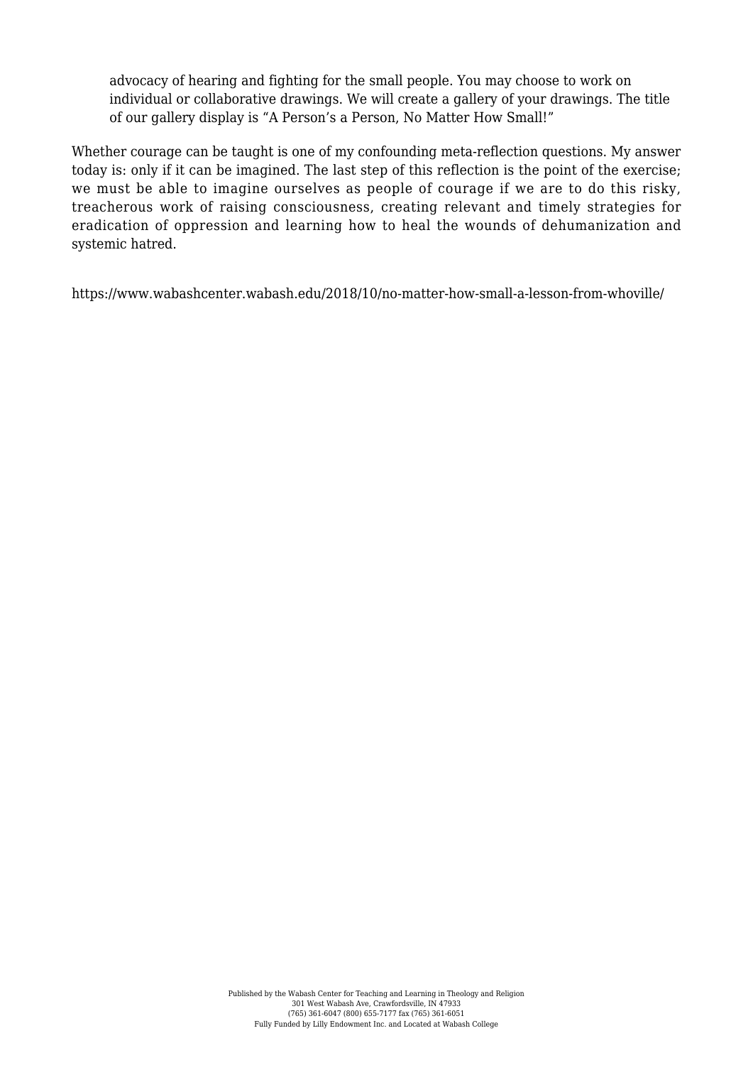> advocacy of hearing and fighting for the small people. You may choose to work on individual or collaborative drawings. We will create a gallery of your drawings. The title of our gallery display is "A Person's a Person, No Matter How Small!"

Whether courage can be taught is one of my confounding meta-reflection questions. My answer today is: only if it can be imagined. The last step of this reflection is the point of the exercise; we must be able to imagine ourselves as people of courage if we are to do this risky, treacherous work of raising consciousness, creating relevant and timely strategies for eradication of oppression and learning how to heal the wounds of dehumanization and systemic hatred.

https://www.wabashcenter.wabash.edu/2018/10/no-matter-how-small-a-lesson-from-whoville/